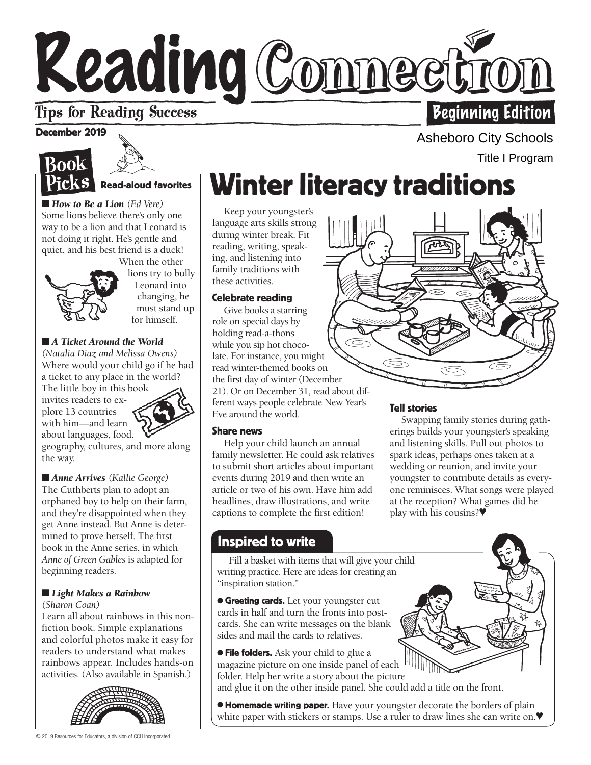# Reading Connection

Tips for Reading Success

Beginning Edition

December 2019

Asheboro City Schools

Title I Program

## Book Picks

**Read-aloud favorites**

■ ***How to Be a Lion*** *(Ed Vere)*
Some lions believe there's only one way to be a lion and that Leonard is not doing it right. He's gentle and quiet, and his best friend is a duck! When the other lions try to bully Leonard into changing, he must stand up for himself.

■ ***A Ticket Around the World*** *(Natalia Diaz and Melissa Owens)*
Where would your child go if he had a ticket to any place in the world? The little boy in this book invites readers to explore 13 countries with him—and learn about languages, food, geography, cultures, and more along the way.

■ ***Anne Arrives*** *(Kallie George)*
The Cuthberts plan to adopt an orphaned boy to help on their farm, and they're disappointed when they get Anne instead. But Anne is determined to prove herself. The first book in the Anne series, in which *Anne of Green Gables* is adapted for beginning readers.

■ ***Light Makes a Rainbow*** *(Sharon Coan)*
Learn all about rainbows in this nonfiction book. Simple explanations and colorful photos make it easy for readers to understand what makes rainbows appear. Includes hands-on activities. (Also available in Spanish.)

# Winter literacy traditions

Keep your youngster's language arts skills strong during winter break. Fit reading, writing, speaking, and listening into family traditions with these activities.

### Celebrate reading

Give books a starring role on special days by holding read-a-thons while you sip hot chocolate. For instance, you might read winter-themed books on the first day of winter (December 21). Or on December 31, read about different ways people celebrate New Year's Eve around the world.

### Share news

Help your child launch an annual family newsletter. He could ask relatives to submit short articles about important events during 2019 and then write an article or two of his own. Have him add headlines, draw illustrations, and write captions to complete the first edition!

### Tell stories

Swapping family stories during gatherings builds your youngster's speaking and listening skills. Pull out photos to spark ideas, perhaps ones taken at a wedding or reunion, and invite your youngster to contribute details as everyone reminisces. What songs were played at the reception? What games did he play with his cousins?♥

## Inspired to write

Fill a basket with items that will give your child writing practice. Here are ideas for creating an "inspiration station."

- **Greeting cards.** Let your youngster cut cards in half and turn the fronts into postcards. She can write messages on the blank sides and mail the cards to relatives.
- **File folders.** Ask your child to glue a magazine picture on one inside panel of each folder. Help her write a story about the picture and glue it on the other inside panel. She could add a title on the front.
- **Homemade writing paper.** Have your youngster decorate the borders of plain white paper with stickers or stamps. Use a ruler to draw lines she can write on.♥

© 2019 Resources for Educators, a division of CCH Incorporated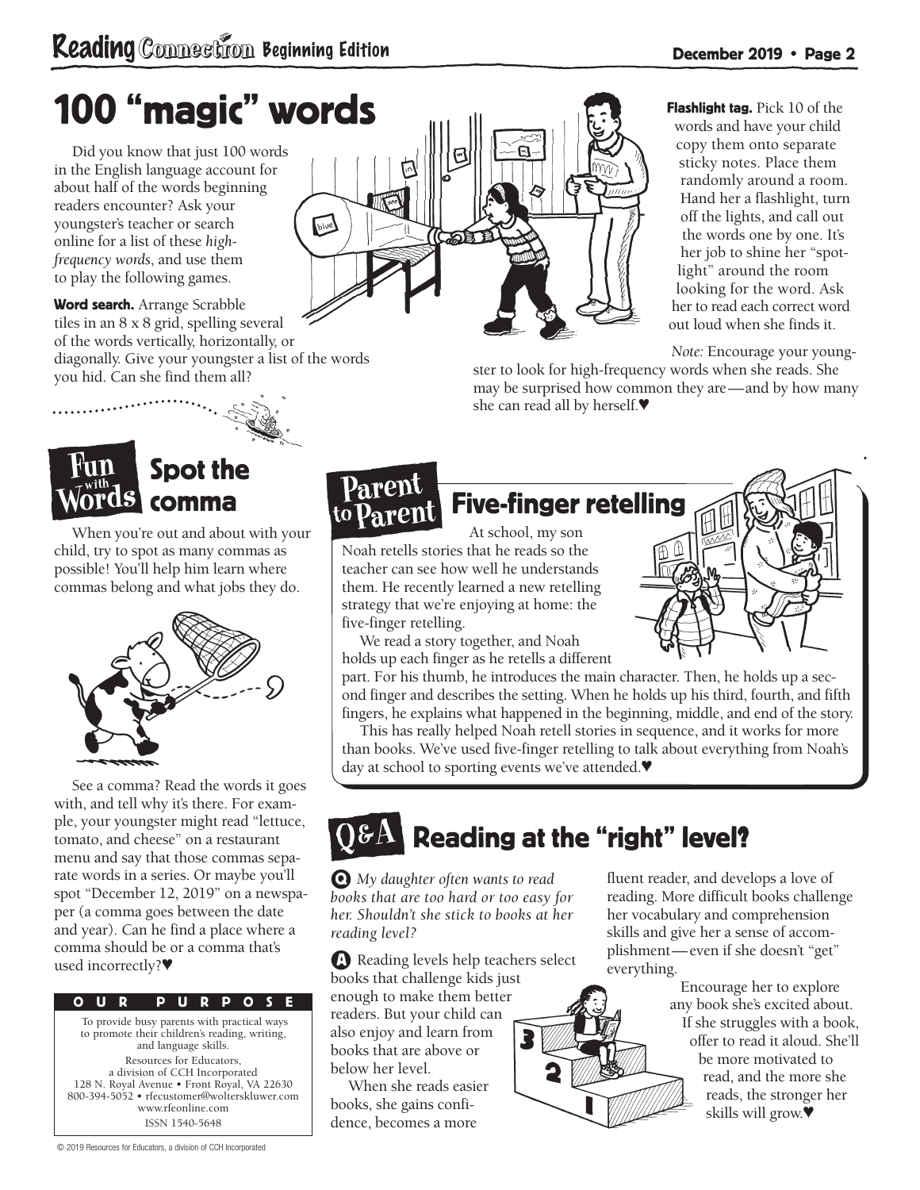# 100 "magic" words

Did you know that just 100 words in the English language account for about half of the words beginning readers encounter? Ask your youngster's teacher or search online for a list of these *high-frequency words*, and use them to play the following games.

**Word search.** Arrange Scrabble tiles in an 8 x 8 grid, spelling several of the words vertically, horizontally, or diagonally. Give your youngster a list of the words you hid. Can she find them all?

**Flashlight tag.** Pick 10 of the words and have your child copy them onto separate sticky notes. Place them randomly around a room. Hand her a flashlight, turn off the lights, and call out the words one by one. It's her job to shine her "spotlight" around the room looking for the word. Ask her to read each correct word out loud when she finds it.

*Note:* Encourage your youngster to look for high-frequency words when she reads. She may be surprised how common they are—and by how many she can read all by herself.♥

## Fun with Words: Spot the comma

When you're out and about with your child, try to spot as many commas as possible! You'll help him learn where commas belong and what jobs they do.

See a comma? Read the words it goes with, and tell why it's there. For example, your youngster might read "lettuce, tomato, and cheese" on a restaurant menu and say that those commas separate words in a series. Or maybe you'll spot "December 12, 2019" on a newspaper (a comma goes between the date and year). Can he find a place where a comma should be or a comma that's used incorrectly?♥

## Parent to Parent: Five-finger retelling

At school, my son Noah retells stories that he reads so the teacher can see how well he understands them. He recently learned a new retelling strategy that we're enjoying at home: the five-finger retelling.

We read a story together, and Noah holds up each finger as he retells a different part. For his thumb, he introduces the main character. Then, he holds up a second finger and describes the setting. When he holds up his third, fourth, and fifth fingers, he explains what happened in the beginning, middle, and end of the story.

This has really helped Noah retell stories in sequence, and it works for more than books. We've used five-finger retelling to talk about everything from Noah's day at school to sporting events we've attended.♥

## Q&A: Reading at the "right" level?

**Q** *My daughter often wants to read books that are too hard or too easy for her. Shouldn't she stick to books at her reading level?*

**A** Reading levels help teachers select books that challenge kids just enough to make them better readers. But your child can also enjoy and learn from books that are above or below her level.

When she reads easier books, she gains confidence, becomes a more fluent reader, and develops a love of reading. More difficult books challenge her vocabulary and comprehension skills and give her a sense of accomplishment—even if she doesn't "get" everything.

Encourage her to explore any book she's excited about. If she struggles with a book, offer to read it aloud. She'll be more motivated to read, and the more she reads, the stronger her skills will grow.♥

---

**OUR PURPOSE**

To provide busy parents with practical ways to promote their children's reading, writing, and language skills.

Resources for Educators, a division of CCH Incorporated
128 N. Royal Avenue • Front Royal, VA 22630
800-394-5052 • rfecustomer@wolterskluwer.com
www.rfeonline.com
ISSN 1540-5648

© 2019 Resources for Educators, a division of CCH Incorporated